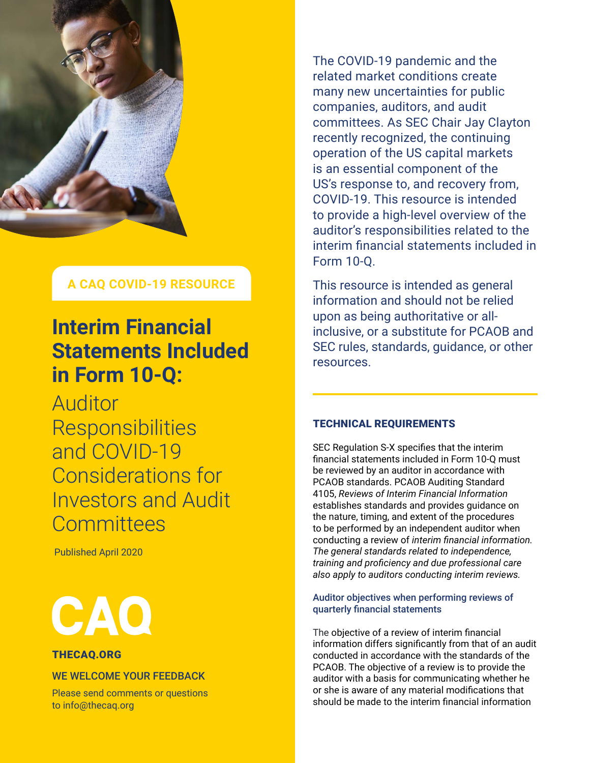A CAQ COVID-19 RESOURCE

# Interim Financial Statements Included in Form 10-Q:

## Auditor Responsibilities and COVID-19 Considerations for Investors and Audit Committees

Published April 2020

CAQ

THECAQ.ORG

WE WELCOME YOUR FEEDBACK

Please send comments or questions to info@thecaq.org

The COVID-19 pandemic and the related market conditions create many new uncertainties for public companies, auditors, and audit committees. As SEC Chair Jay Clayton recently recognized, the continuing operation of the US capital markets is an essential component of the US's response to, and recovery from, COVID-19. This resource is intended to provide a high-level overview of the auditor's responsibilities related to the interim financial statements included in Form 10-Q.

This resource is intended as general information and should not be relied upon as being authoritative or all-inclusive, or a substitute for PCAOB and SEC rules, standards, guidance, or other resources.

### TECHNICAL REQUIREMENTS

SEC Regulation S-X specifies that the interim financial statements included in Form 10-Q must be reviewed by an auditor in accordance with PCAOB standards. PCAOB Auditing Standard 4105, *Reviews of Interim Financial Information* establishes standards and provides guidance on the nature, timing, and extent of the procedures to be performed by an independent auditor when conducting a review of *interim financial information. The general standards related to independence, training and proficiency and due professional care also apply to auditors conducting interim reviews.*

#### Auditor objectives when performing reviews of quarterly financial statements

The objective of a review of interim financial information differs significantly from that of an audit conducted in accordance with the standards of the PCAOB. The objective of a review is to provide the auditor with a basis for communicating whether he or she is aware of any material modifications that should be made to the interim financial information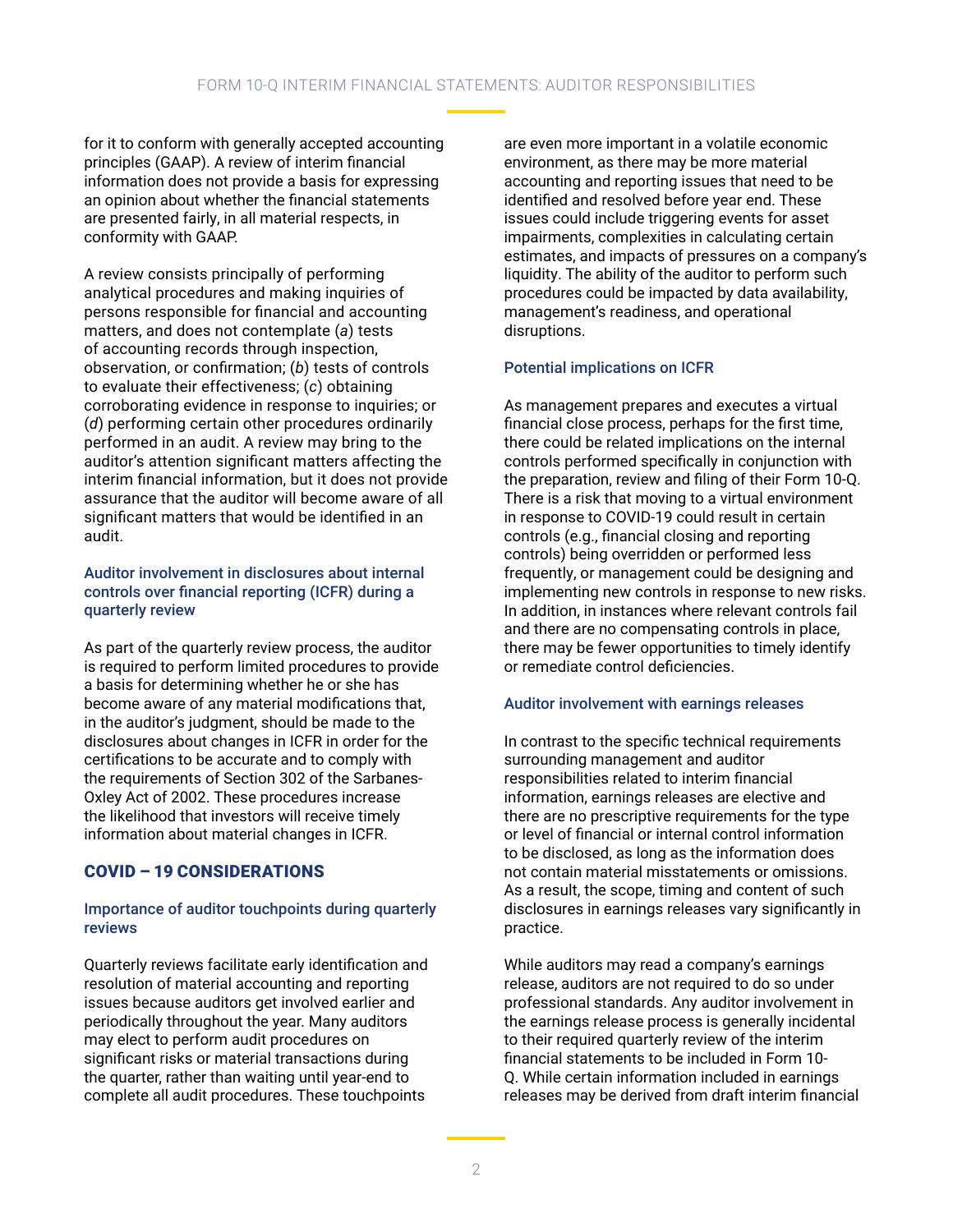for it to conform with generally accepted accounting principles (GAAP). A review of interim financial information does not provide a basis for expressing an opinion about whether the financial statements are presented fairly, in all material respects, in conformity with GAAP.

A review consists principally of performing analytical procedures and making inquiries of persons responsible for financial and accounting matters, and does not contemplate (*a*) tests of accounting records through inspection, observation, or confirmation; (*b*) tests of controls to evaluate their effectiveness; (*c*) obtaining corroborating evidence in response to inquiries; or (*d*) performing certain other procedures ordinarily performed in an audit. A review may bring to the auditor's attention significant matters affecting the interim financial information, but it does not provide assurance that the auditor will become aware of all significant matters that would be identified in an audit.

### Auditor involvement in disclosures about internal controls over financial reporting (ICFR) during a quarterly review

As part of the quarterly review process, the auditor is required to perform limited procedures to provide a basis for determining whether he or she has become aware of any material modifications that, in the auditor's judgment, should be made to the disclosures about changes in ICFR in order for the certifications to be accurate and to comply with the requirements of Section 302 of the Sarbanes-Oxley Act of 2002. These procedures increase the likelihood that investors will receive timely information about material changes in ICFR.

## COVID – 19 CONSIDERATIONS

### Importance of auditor touchpoints during quarterly reviews

Quarterly reviews facilitate early identification and resolution of material accounting and reporting issues because auditors get involved earlier and periodically throughout the year. Many auditors may elect to perform audit procedures on significant risks or material transactions during the quarter, rather than waiting until year-end to complete all audit procedures. These touchpoints are even more important in a volatile economic environment, as there may be more material accounting and reporting issues that need to be identified and resolved before year end. These issues could include triggering events for asset impairments, complexities in calculating certain estimates, and impacts of pressures on a company's liquidity. The ability of the auditor to perform such procedures could be impacted by data availability, management's readiness, and operational disruptions.

### Potential implications on ICFR

As management prepares and executes a virtual financial close process, perhaps for the first time, there could be related implications on the internal controls performed specifically in conjunction with the preparation, review and filing of their Form 10-Q. There is a risk that moving to a virtual environment in response to COVID-19 could result in certain controls (e.g., financial closing and reporting controls) being overridden or performed less frequently, or management could be designing and implementing new controls in response to new risks. In addition, in instances where relevant controls fail and there are no compensating controls in place, there may be fewer opportunities to timely identify or remediate control deficiencies.

### Auditor involvement with earnings releases

In contrast to the specific technical requirements surrounding management and auditor responsibilities related to interim financial information, earnings releases are elective and there are no prescriptive requirements for the type or level of financial or internal control information to be disclosed, as long as the information does not contain material misstatements or omissions. As a result, the scope, timing and content of such disclosures in earnings releases vary significantly in practice.

While auditors may read a company's earnings release, auditors are not required to do so under professional standards. Any auditor involvement in the earnings release process is generally incidental to their required quarterly review of the interim financial statements to be included in Form 10-Q. While certain information included in earnings releases may be derived from draft interim financial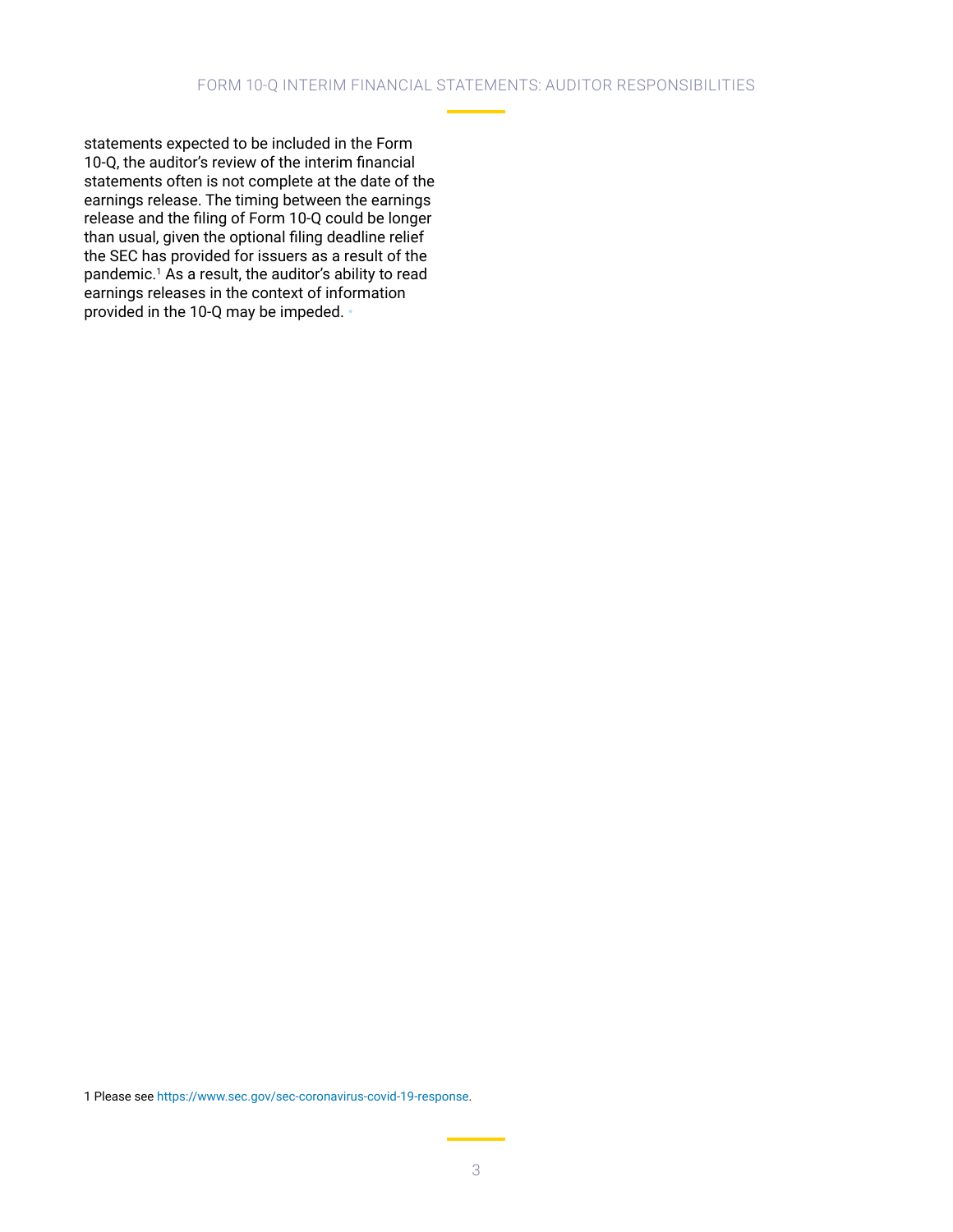statements expected to be included in the Form 10-Q, the auditor's review of the interim financial statements often is not complete at the date of the earnings release. The timing between the earnings release and the filing of Form 10-Q could be longer than usual, given the optional filing deadline relief the SEC has provided for issuers as a result of the pandemic.[1] As a result, the auditor's ability to read earnings releases in the context of information provided in the 10-Q may be impeded.

1 Please see https://www.sec.gov/sec-coronavirus-covid-19-response.